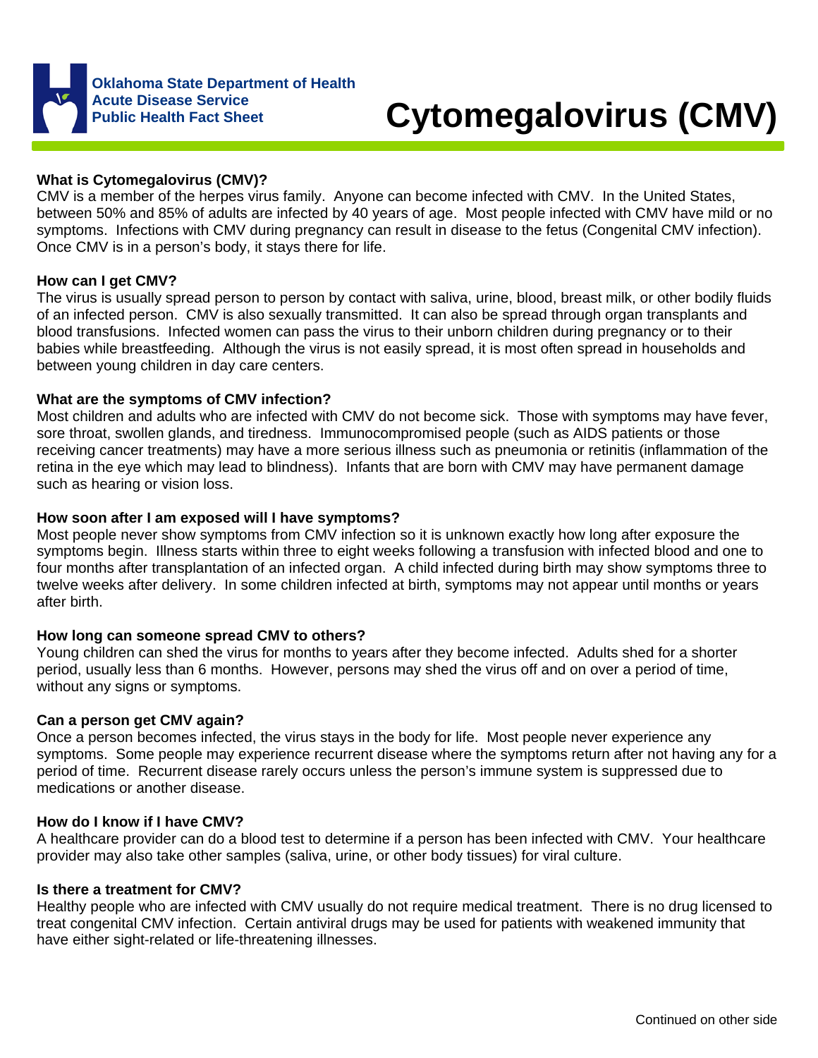Oklahoma State Department of Health
Acute Disease Service
Public Health Fact Sheet

# Cytomegalovirus (CMV)

**What is Cytomegalovirus (CMV)?**

CMV is a member of the herpes virus family. Anyone can become infected with CMV. In the United States, between 50% and 85% of adults are infected by 40 years of age. Most people infected with CMV have mild or no symptoms. Infections with CMV during pregnancy can result in disease to the fetus (Congenital CMV infection). Once CMV is in a person's body, it stays there for life.

**How can I get CMV?**

The virus is usually spread person to person by contact with saliva, urine, blood, breast milk, or other bodily fluids of an infected person. CMV is also sexually transmitted. It can also be spread through organ transplants and blood transfusions. Infected women can pass the virus to their unborn children during pregnancy or to their babies while breastfeeding. Although the virus is not easily spread, it is most often spread in households and between young children in day care centers.

**What are the symptoms of CMV infection?**

Most children and adults who are infected with CMV do not become sick. Those with symptoms may have fever, sore throat, swollen glands, and tiredness. Immunocompromised people (such as AIDS patients or those receiving cancer treatments) may have a more serious illness such as pneumonia or retinitis (inflammation of the retina in the eye which may lead to blindness). Infants that are born with CMV may have permanent damage such as hearing or vision loss.

**How soon after I am exposed will I have symptoms?**

Most people never show symptoms from CMV infection so it is unknown exactly how long after exposure the symptoms begin. Illness starts within three to eight weeks following a transfusion with infected blood and one to four months after transplantation of an infected organ. A child infected during birth may show symptoms three to twelve weeks after delivery. In some children infected at birth, symptoms may not appear until months or years after birth.

**How long can someone spread CMV to others?**

Young children can shed the virus for months to years after they become infected. Adults shed for a shorter period, usually less than 6 months. However, persons may shed the virus off and on over a period of time, without any signs or symptoms.

**Can a person get CMV again?**

Once a person becomes infected, the virus stays in the body for life. Most people never experience any symptoms. Some people may experience recurrent disease where the symptoms return after not having any for a period of time. Recurrent disease rarely occurs unless the person's immune system is suppressed due to medications or another disease.

**How do I know if I have CMV?**

A healthcare provider can do a blood test to determine if a person has been infected with CMV. Your healthcare provider may also take other samples (saliva, urine, or other body tissues) for viral culture.

**Is there a treatment for CMV?**

Healthy people who are infected with CMV usually do not require medical treatment. There is no drug licensed to treat congenital CMV infection. Certain antiviral drugs may be used for patients with weakened immunity that have either sight-related or life-threatening illnesses.

Continued on other side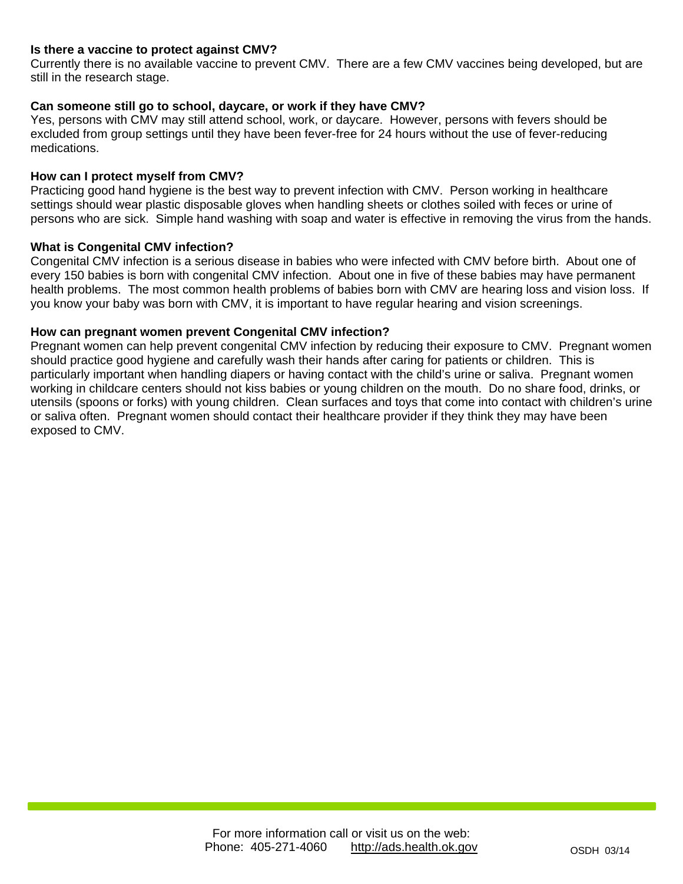**Is there a vaccine to protect against CMV?**

Currently there is no available vaccine to prevent CMV. There are a few CMV vaccines being developed, but are still in the research stage.

**Can someone still go to school, daycare, or work if they have CMV?**

Yes, persons with CMV may still attend school, work, or daycare. However, persons with fevers should be excluded from group settings until they have been fever-free for 24 hours without the use of fever-reducing medications.

**How can I protect myself from CMV?**

Practicing good hand hygiene is the best way to prevent infection with CMV. Person working in healthcare settings should wear plastic disposable gloves when handling sheets or clothes soiled with feces or urine of persons who are sick. Simple hand washing with soap and water is effective in removing the virus from the hands.

**What is Congenital CMV infection?**

Congenital CMV infection is a serious disease in babies who were infected with CMV before birth. About one of every 150 babies is born with congenital CMV infection. About one in five of these babies may have permanent health problems. The most common health problems of babies born with CMV are hearing loss and vision loss. If you know your baby was born with CMV, it is important to have regular hearing and vision screenings.

**How can pregnant women prevent Congenital CMV infection?**

Pregnant women can help prevent congenital CMV infection by reducing their exposure to CMV. Pregnant women should practice good hygiene and carefully wash their hands after caring for patients or children. This is particularly important when handling diapers or having contact with the child's urine or saliva. Pregnant women working in childcare centers should not kiss babies or young children on the mouth. Do no share food, drinks, or utensils (spoons or forks) with young children. Clean surfaces and toys that come into contact with children's urine or saliva often. Pregnant women should contact their healthcare provider if they think they may have been exposed to CMV.

For more information call or visit us on the web:
Phone: 405-271-4060 http://ads.health.ok.gov

OSDH 03/14